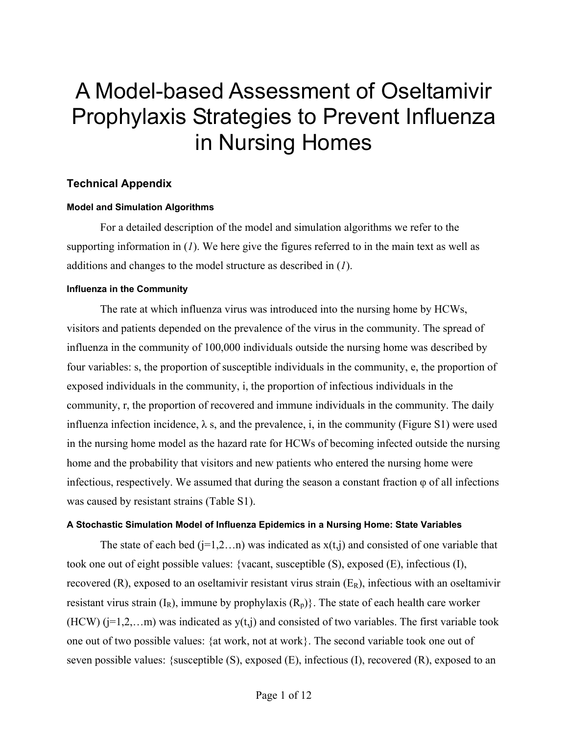# A Model-based Assessment of Oseltamivir Prophylaxis Strategies to Prevent Influenza in Nursing Homes

## Technical Appendix

### Model and Simulation Algorithms

For a detailed description of the model and simulation algorithms we refer to the supporting information in (*1*). We here give the figures referred to in the main text as well as additions and changes to the model structure as described in (*1*).

### Influenza in the Community

The rate at which influenza virus was introduced into the nursing home by HCWs, visitors and patients depended on the prevalence of the virus in the community. The spread of influenza in the community of 100,000 individuals outside the nursing home was described by four variables: s, the proportion of susceptible individuals in the community, e, the proportion of exposed individuals in the community, i, the proportion of infectious individuals in the community, r, the proportion of recovered and immune individuals in the community. The daily influenza infection incidence, $\lambda$ s, and the prevalence, i, in the community (Figure S1) were used in the nursing home model as the hazard rate for HCWs of becoming infected outside the nursing home and the probability that visitors and new patients who entered the nursing home were infectious, respectively. We assumed that during the season a constant fraction $\varphi$ of all infections was caused by resistant strains (Table S1).

### A Stochastic Simulation Model of Influenza Epidemics in a Nursing Home: State Variables

The state of each bed (j=1,2…n) was indicated as x(t,j) and consisted of one variable that took one out of eight possible values: {vacant, susceptible (S), exposed (E), infectious (I), recovered (R), exposed to an oseltamivir resistant virus strain ($E_R$), infectious with an oseltamivir resistant virus strain ($I_R$), immune by prophylaxis ($R_p$)}. The state of each health care worker (HCW) (j=1,2,…m) was indicated as y(t,j) and consisted of two variables. The first variable took one out of two possible values: {at work, not at work}. The second variable took one out of seven possible values: {susceptible (S), exposed (E), infectious (I), recovered (R), exposed to an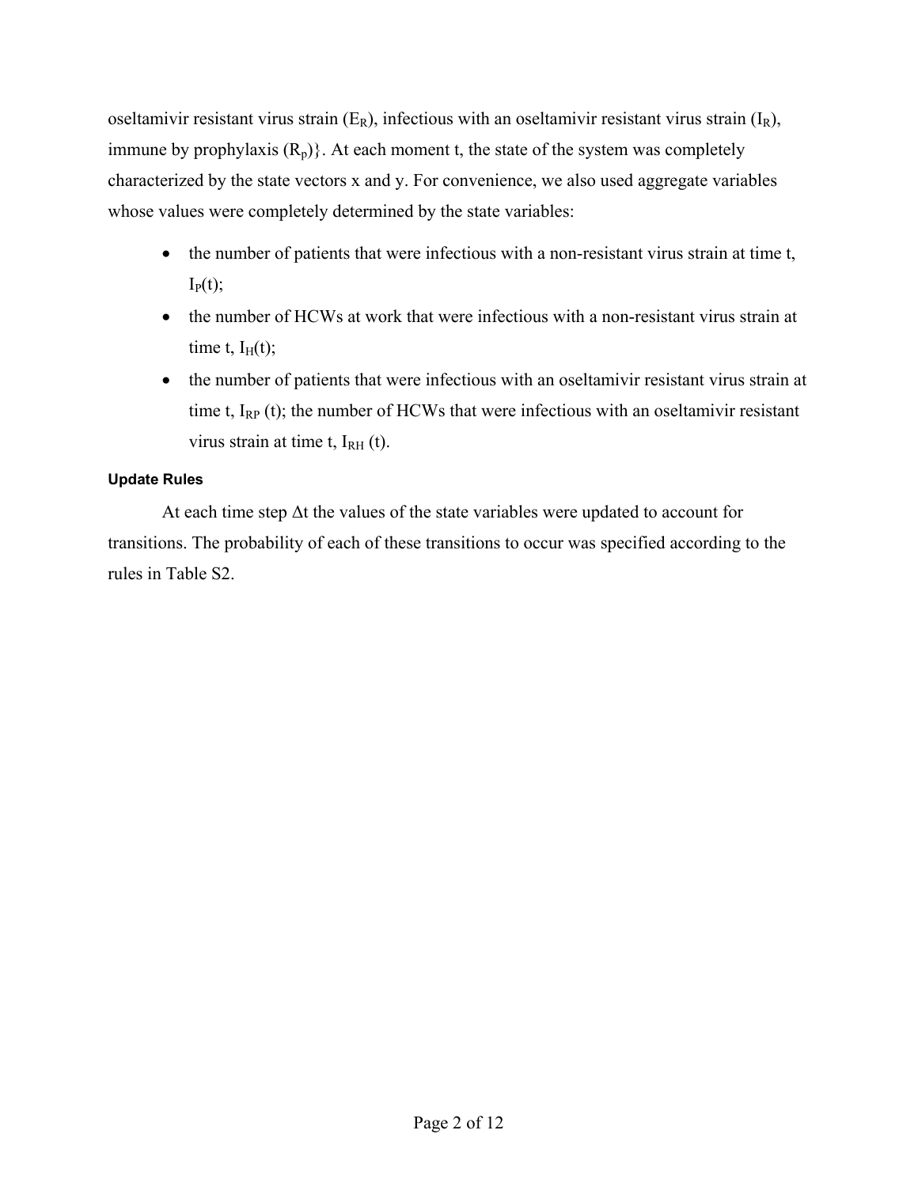oseltamivir resistant virus strain ($E_R$), infectious with an oseltamivir resistant virus strain ($I_R$), immune by prophylaxis ($R_p$)}. At each moment t, the state of the system was completely characterized by the state vectors x and y. For convenience, we also used aggregate variables whose values were completely determined by the state variables:

- the number of patients that were infectious with a non-resistant virus strain at time t, $I_P(t)$;
- the number of HCWs at work that were infectious with a non-resistant virus strain at time t, $I_H(t)$;
- the number of patients that were infectious with an oseltamivir resistant virus strain at time t, $I_{RP}$ (t); the number of HCWs that were infectious with an oseltamivir resistant virus strain at time t, $I_{RH}$ (t).

#### Update Rules

At each time step $\Delta t$ the values of the state variables were updated to account for transitions. The probability of each of these transitions to occur was specified according to the rules in Table S2.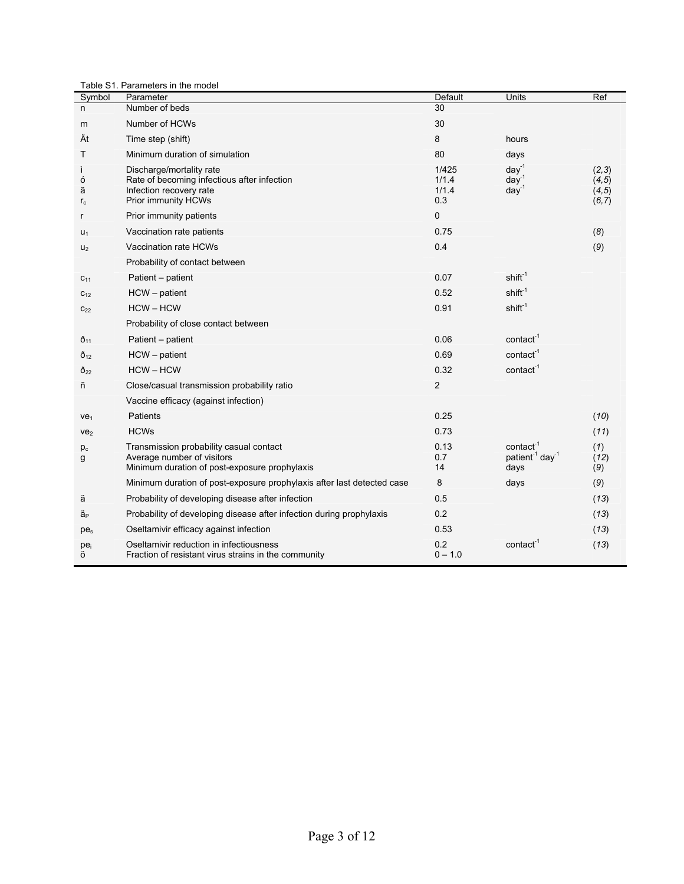Table S1. Parameters in the model

| Symbol | Parameter | Default | Units | Ref |
|---|---|---|---|---|
| n | Number of beds | 30 | | |
| m | Number of HCWs | 30 | | |
| Ät | Time step (shift) | 8 | hours | |
| T | Minimum duration of simulation | 80 | days | |
| ì | Discharge/mortality rate | 1/425 | $day^{-1}$ | (*2,3*) |
| ó | Rate of becoming infectious after infection | 1/1.4 | $day^{-1}$ | (*4,5*) |
| ã | Infection recovery rate | 1/1.4 | $day^{-1}$ | (*4,5*) |
| $r_c$ | Prior immunity HCWs | 0.3 | | (*6,7*) |
| r | Prior immunity patients | 0 | | |
| $u_1$ | Vaccination rate patients | 0.75 | | (*8*) |
| $u_2$ | Vaccination rate HCWs | 0.4 | | (*9*) |
| | Probability of contact between | | | |
| $c_{11}$ | Patient – patient | 0.07 | $shift^{-1}$ | |
| $c_{12}$ | HCW – patient | 0.52 | $shift^{-1}$ | |
| $c_{22}$ | HCW – HCW | 0.91 | $shift^{-1}$ | |
| | Probability of close contact between | | | |
| ð$_{11}$ | Patient – patient | 0.06 | $contact^{-1}$ | |
| ð$_{12}$ | HCW – patient | 0.69 | $contact^{-1}$ | |
| ð$_{22}$ | HCW – HCW | 0.32 | $contact^{-1}$ | |
| ñ | Close/casual transmission probability ratio | 2 | | |
| | Vaccine efficacy (against infection) | | | |
| $ve_1$ | Patients | 0.25 | | (*10*) |
| $ve_2$ | HCWs | 0.73 | | (*11*) |
| $p_c$ | Transmission probability casual contact | 0.13 | $contact^{-1}$ | (*1*) |
| g | Average number of visitors | 0.7 | $patient^{-1}$ $day^{-1}$ | (*12*) |
| | Minimum duration of post-exposure prophylaxis | 14 | days | (*9*) |
| | Minimum duration of post-exposure prophylaxis after last detected case | 8 | days | (*9*) |
| ä | Probability of developing disease after infection | 0.5 | | (*13*) |
| ä$_P$ | Probability of developing disease after infection during prophylaxis | 0.2 | | (*13*) |
| $pe_s$ | Oseltamivir efficacy against infection | 0.53 | | (*13*) |
| $pe_i$ | Oseltamivir reduction in infectiousness | 0.2 | $contact^{-1}$ | (*13*) |
| ö | Fraction of resistant virus strains in the community | 0 – 1.0 | | |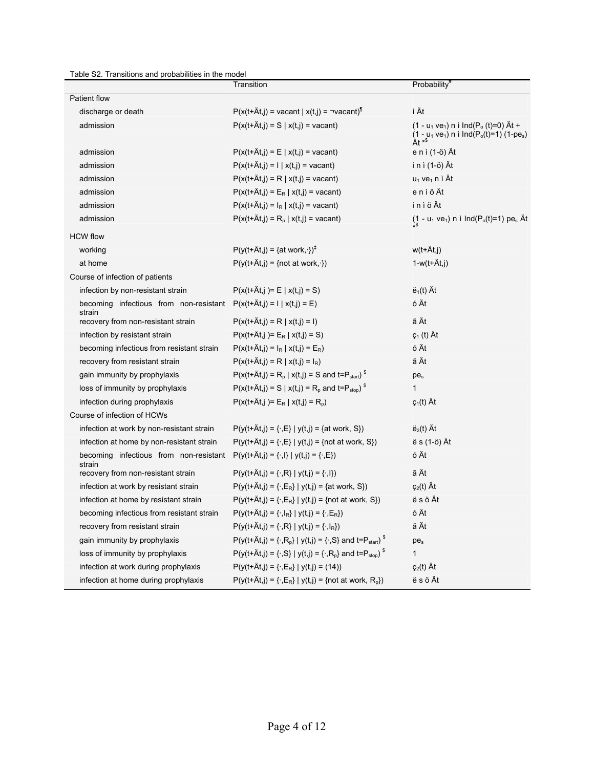Table S2. Transitions and probabilities in the model

| | Transition | Probability[#] |
|---|---|---|
| Patient flow | | |
| discharge or death | P(x(t+Ät,j) = vacant \| x(t,j) = ¬vacant)[¶] | ì Ät |
| admission | P(x(t+Ät,j) = S \| x(t,j) = vacant) | (1 - $u_1$ $ve_1$) n ì Ind($P_o$ (t)=0) Ät + (1 - $u_1$ $ve_1$) n ì Ind($P_o$(t)=1) (1-$pe_s$) Ät *[$] |
| admission | P(x(t+Ät,j) = E \| x(t,j) = vacant) | e n ì (1-ö) Ät |
| admission | P(x(t+Ät,j) = I \| x(t,j) = vacant) | i n ì (1-ö) Ät |
| admission | P(x(t+Ät,j) = R \| x(t,j) = vacant) | $u_1$ $ve_1$ n ì Ät |
| admission | P(x(t+Ät,j) = $E_R$ \| x(t,j) = vacant) | e n ì ö Ät |
| admission | P(x(t+Ät,j) = $I_R$ \| x(t,j) = vacant) | i n ì ö Ät |
| admission | P(x(t+Ät,j) = $R_p$ \| x(t,j) = vacant) | (1 - $u_1$ $ve_1$) n ì Ind($P_o$(t)=1) $pe_s$ Ät *[$] |
| HCW flow | | |
| working | P(y(t+Ät,j) = {at work,·})[‡] | w(t+Ät,j) |
| at home | P(y(t+Ät,j) = {not at work,·}) | 1-w(t+Ät,j) |
| Course of infection of patients | | |
| infection by non-resistant strain | P(x(t+Ät,j )= E \| x(t,j) = S) | $ë_1$(t) Ät |
| becoming infectious from non-resistant strain | P(x(t+Ät,j) = I \| x(t,j) = E) | ó Ät |
| recovery from non-resistant strain | P(x(t+Ät,j) = R \| x(t,j) = I) | ã Ät |
| infection by resistant strain | P(x(t+Ät,j )= $E_R$ \| x(t,j) = S) | $ç_1$ (t) Ät |
| becoming infectious from resistant strain | P(x(t+Ät,j) = $I_R$ \| x(t,j) = $E_R$) | ó Ät |
| recovery from resistant strain | P(x(t+Ät,j) = R \| x(t,j) = $I_R$) | ã Ät |
| gain immunity by prophylaxis | P(x(t+Ät,j) = $R_p$ \| x(t,j) = S and t=$P_{start}$) [$] | $pe_s$ |
| loss of immunity by prophylaxis | P(x(t+Ät,j) = S \| x(t,j) = $R_p$ and t=$P_{stop}$) [$] | 1 |
| infection during prophylaxis | P(x(t+Ät,j )= $E_R$ \| x(t,j) = $R_p$) | $ç_1$(t) Ät |
| Course of infection of HCWs | | |
| infection at work by non-resistant strain | P(y(t+Ät,j) = {·,E} \| y(t,j) = {at work, S}) | $ë_2$(t) Ät |
| infection at home by non-resistant strain | P(y(t+Ät,j) = {·,E} \| y(t,j) = {not at work, S}) | ë s (1-ö) Ät |
| becoming infectious from non-resistant strain | P(y(t+Ät,j) = {·,I} \| y(t,j) = {·,E}) | ó Ät |
| recovery from non-resistant strain | P(y(t+Ät,j) = {·,R} \| y(t,j) = {·,I}) | ã Ät |
| infection at work by resistant strain | P(y(t+Ät,j) = {·,$E_R$} \| y(t,j) = {at work, S}) | $ç_2$(t) Ät |
| infection at home by resistant strain | P(y(t+Ät,j) = {·,$E_R$} \| y(t,j) = {not at work, S}) | ë s ö Ät |
| becoming infectious from resistant strain | P(y(t+Ät,j) = {·,$I_R$} \| y(t,j) = {·,$E_R$}) | ó Ät |
| recovery from resistant strain | P(y(t+Ät,j) = {·,R} \| y(t,j) = {·,$I_R$}) | ã Ät |
| gain immunity by prophylaxis | P(y(t+Ät,j) = {·,$R_p$} \| y(t,j) = {·,S} and t=$P_{start}$) [$] | $pe_s$ |
| loss of immunity by prophylaxis | P(y(t+Ät,j) = {·,S} \| y(t,j) = {·,$R_p$} and t=$P_{stop}$) [$] | 1 |
| infection at work during prophylaxis | P(y(t+Ät,j) = {·,$E_R$} \| y(t,j) = (14)) | $ç_2$(t) Ät |
| infection at home during prophylaxis | P(y(t+Ät,j) = {·,$E_R$} \| y(t,j) = {not at work, $R_p$}) | ë s ö Ät |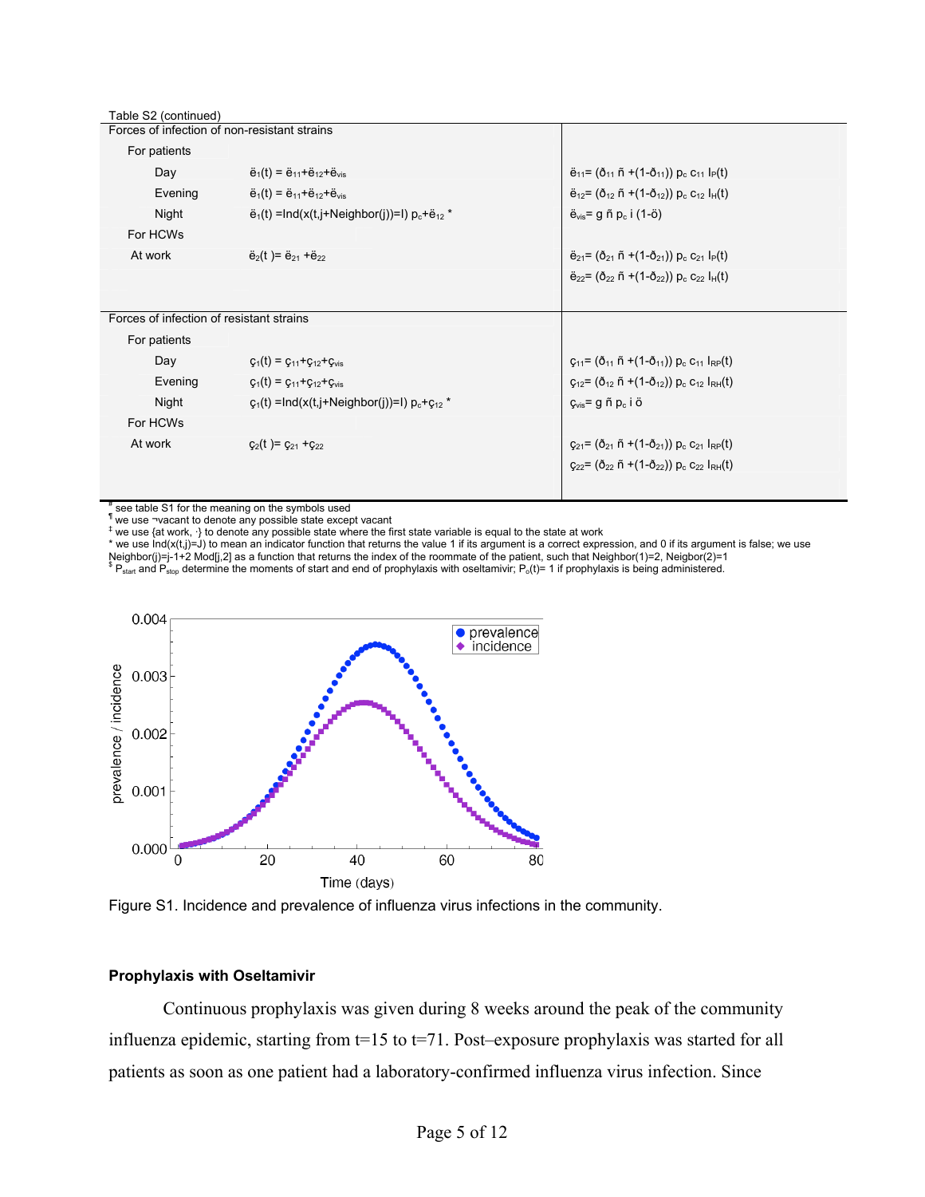Table S2 (continued)

| Forces of infection of non-resistant strains | | |
|---|---|---|
| For patients | | |
| Day | $ë_1(t) = ë_{11}+ë_{12}+ë_{vis}$ | $ë_{11}= (ð_{11}\, ñ +(1-ð_{11}))\, p_c\, c_{11}\, I_P(t)$ |
| Evening | $ë_1(t) = ë_{11}+ë_{12}+ë_{vis}$ | $ë_{12}= (ð_{12}\, ñ +(1-ð_{12}))\, p_c\, c_{12}\, I_H(t)$ |
| Night | $ë_1(t) = \mathrm{Ind}(x(t,j+\mathrm{Neighbor}(j))=I)\, p_c+ë_{12}$ * | $ë_{vis}= g\, ñ\, p_c\, i\, (1-ö)$ |
| For HCWs | | |
| At work | $ë_2(t) = ë_{21} +ë_{22}$ | $ë_{21}= (ð_{21}\, ñ +(1-ð_{21}))\, p_c\, c_{21}\, I_P(t)$ |
| | | $ë_{22}= (ð_{22}\, ñ +(1-ð_{22}))\, p_c\, c_{22}\, I_H(t)$ |
| **Forces of infection of resistant strains** | | |
| For patients | | |
| Day | $ç_1(t) = ç_{11}+ç_{12}+ç_{vis}$ | $ç_{11}= (ð_{11}\, ñ +(1-ð_{11}))\, p_c\, c_{11}\, I_{RP}(t)$ |
| Evening | $ç_1(t) = ç_{11}+ç_{12}+ç_{vis}$ | $ç_{12}= (ð_{12}\, ñ +(1-ð_{12}))\, p_c\, c_{12}\, I_{RH}(t)$ |
| Night | $ç_1(t) = \mathrm{Ind}(x(t,j+\mathrm{Neighbor}(j))=I)\, p_c+ç_{12}$ * | $ç_{vis}= g\, ñ\, p_c\, i\, ö$ |
| For HCWs | | |
| At work | $ç_2(t) = ç_{21} +ç_{22}$ | $ç_{21}= (ð_{21}\, ñ +(1-ð_{21}))\, p_c\, c_{21}\, I_{RP}(t)$ |
| | | $ç_{22}= (ð_{22}\, ñ +(1-ð_{22}))\, p_c\, c_{22}\, I_{RH}(t)$ |

[#] see table S1 for the meaning on the symbols used
[¶] we use ¬vacant to denote any possible state except vacant
[‡] we use {at work, ·} to denote any possible state where the first state variable is equal to the state at work
[*] we use Ind(x(t,j)=J) to mean an indicator function that returns the value 1 if its argument is a correct expression, and 0 if its argument is false; we use Neighbor(j)=j-1+2 Mod[j,2] as a function that returns the index of the roommate of the patient, such that Neighbor(1)=2, Neigbor(2)=1
[$] $P_{start}$ and $P_{stop}$ determine the moments of start and end of prophylaxis with oseltamivir; $P_o(t)$= 1 if prophylaxis is being administered.

Figure S1. Incidence and prevalence of influenza virus infections in the community.

**Prophylaxis with Oseltamivir**

Continuous prophylaxis was given during 8 weeks around the peak of the community influenza epidemic, starting from t=15 to t=71. Post–exposure prophylaxis was started for all patients as soon as one patient had a laboratory-confirmed influenza virus infection. Since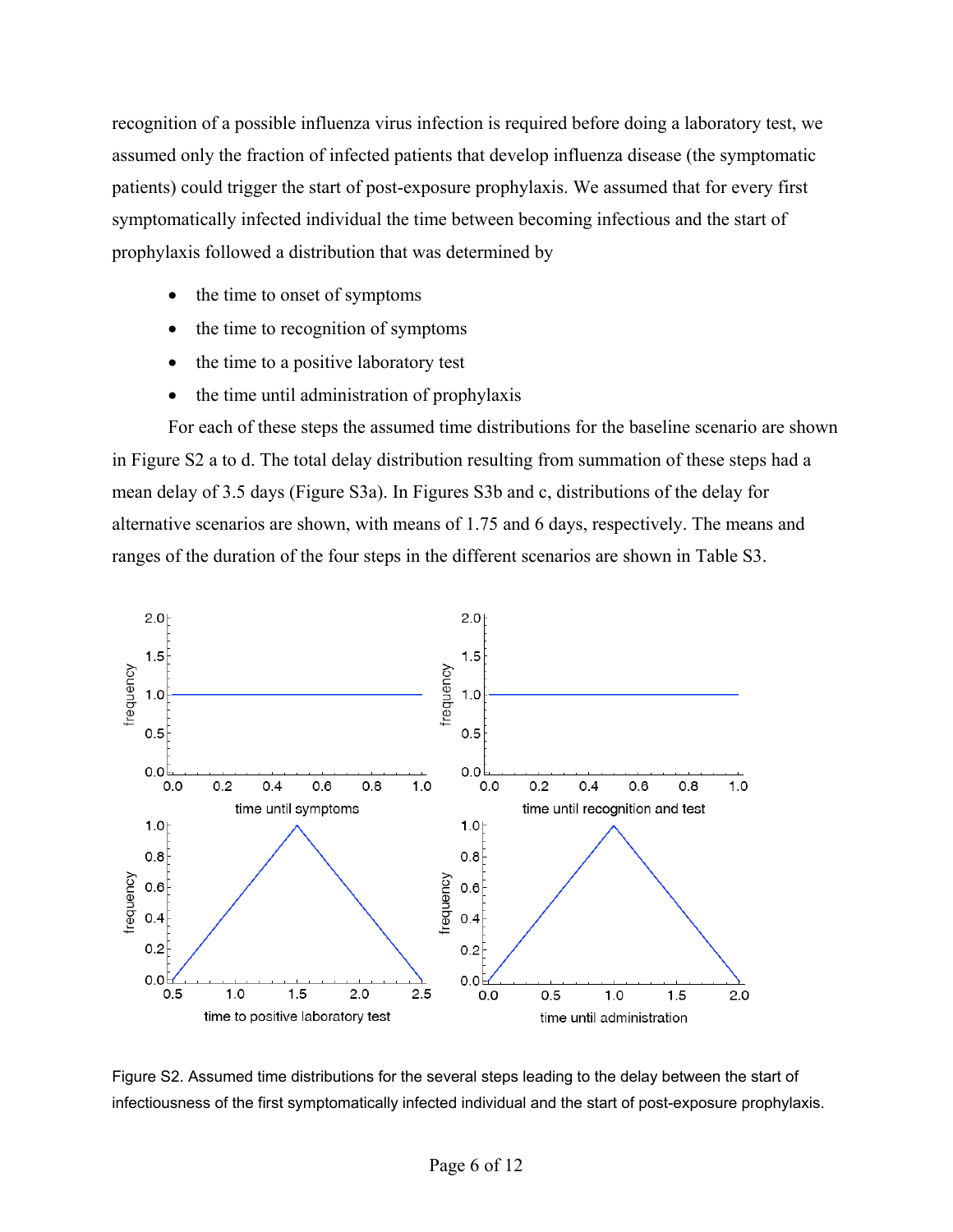recognition of a possible influenza virus infection is required before doing a laboratory test, we assumed only the fraction of infected patients that develop influenza disease (the symptomatic patients) could trigger the start of post-exposure prophylaxis. We assumed that for every first symptomatically infected individual the time between becoming infectious and the start of prophylaxis followed a distribution that was determined by

- the time to onset of symptoms
- the time to recognition of symptoms
- the time to a positive laboratory test
- the time until administration of prophylaxis

For each of these steps the assumed time distributions for the baseline scenario are shown in Figure S2 a to d. The total delay distribution resulting from summation of these steps had a mean delay of 3.5 days (Figure S3a). In Figures S3b and c, distributions of the delay for alternative scenarios are shown, with means of 1.75 and 6 days, respectively. The means and ranges of the duration of the four steps in the different scenarios are shown in Table S3.

Figure S2. Assumed time distributions for the several steps leading to the delay between the start of infectiousness of the first symptomatically infected individual and the start of post-exposure prophylaxis.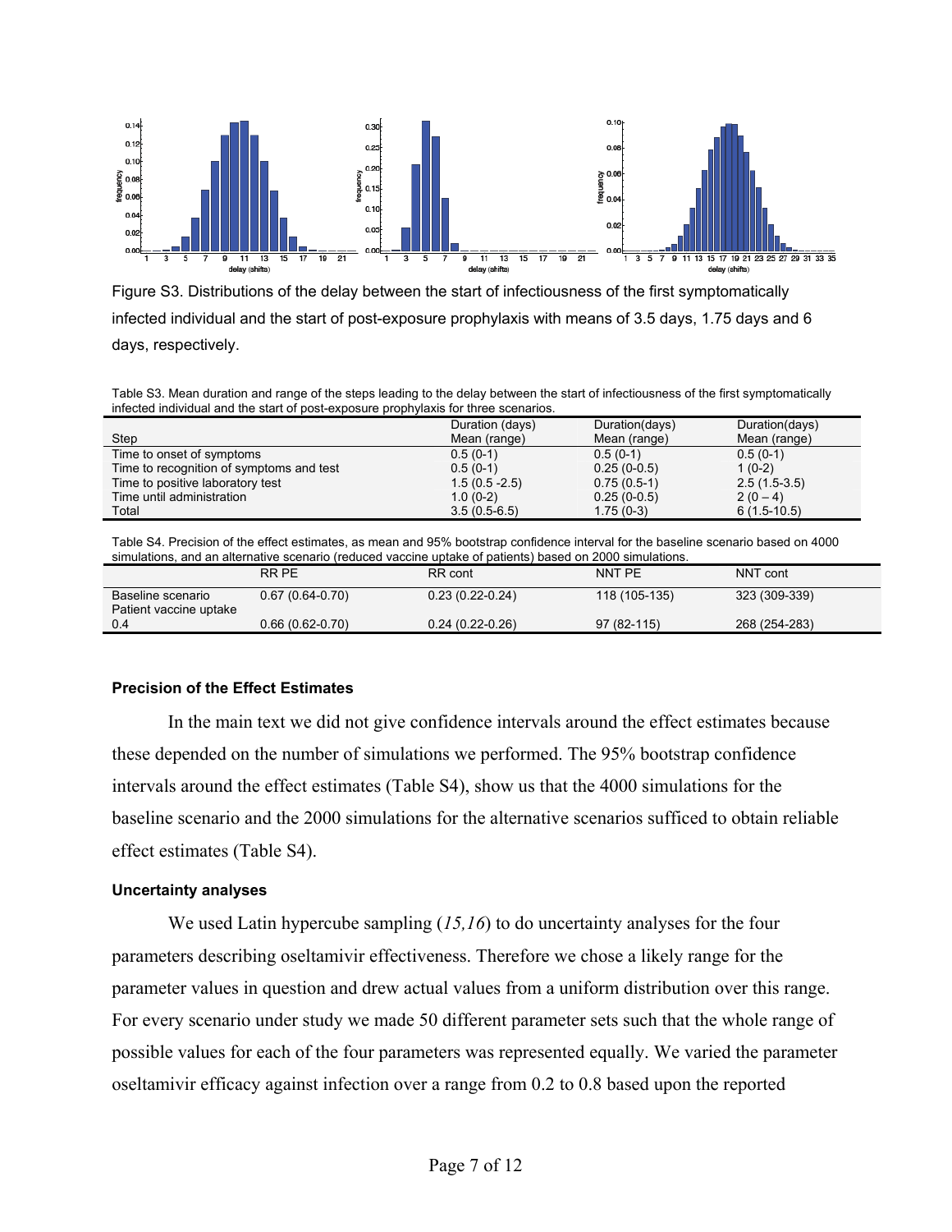Figure S3. Distributions of the delay between the start of infectiousness of the first symptomatically infected individual and the start of post-exposure prophylaxis with means of 3.5 days, 1.75 days and 6 days, respectively.

Table S3. Mean duration and range of the steps leading to the delay between the start of infectiousness of the first symptomatically infected individual and the start of post-exposure prophylaxis for three scenarios.

| Step | Duration (days) Mean (range) | Duration(days) Mean (range) | Duration(days) Mean (range) |
|---|---|---|---|
| Time to onset of symptoms | 0.5 (0-1) | 0.5 (0-1) | 0.5 (0-1) |
| Time to recognition of symptoms and test | 0.5 (0-1) | 0.25 (0-0.5) | 1 (0-2) |
| Time to positive laboratory test | 1.5 (0.5 -2.5) | 0.75 (0.5-1) | 2.5 (1.5-3.5) |
| Time until administration | 1.0 (0-2) | 0.25 (0-0.5) | 2 (0 – 4) |
| Total | 3.5 (0.5-6.5) | 1.75 (0-3) | 6 (1.5-10.5) |

Table S4. Precision of the effect estimates, as mean and 95% bootstrap confidence interval for the baseline scenario based on 4000 simulations, and an alternative scenario (reduced vaccine uptake of patients) based on 2000 simulations.

| | RR PE | RR cont | NNT PE | NNT cont |
|---|---|---|---|---|
| Baseline scenario | 0.67 (0.64-0.70) | 0.23 (0.22-0.24) | 118 (105-135) | 323 (309-339) |
| Patient vaccine uptake 0.4 | 0.66 (0.62-0.70) | 0.24 (0.22-0.26) | 97 (82-115) | 268 (254-283) |

### Precision of the Effect Estimates

In the main text we did not give confidence intervals around the effect estimates because these depended on the number of simulations we performed. The 95% bootstrap confidence intervals around the effect estimates (Table S4), show us that the 4000 simulations for the baseline scenario and the 2000 simulations for the alternative scenarios sufficed to obtain reliable effect estimates (Table S4).

### Uncertainty analyses

We used Latin hypercube sampling (*15,16*) to do uncertainty analyses for the four parameters describing oseltamivir effectiveness. Therefore we chose a likely range for the parameter values in question and drew actual values from a uniform distribution over this range. For every scenario under study we made 50 different parameter sets such that the whole range of possible values for each of the four parameters was represented equally. We varied the parameter oseltamivir efficacy against infection over a range from 0.2 to 0.8 based upon the reported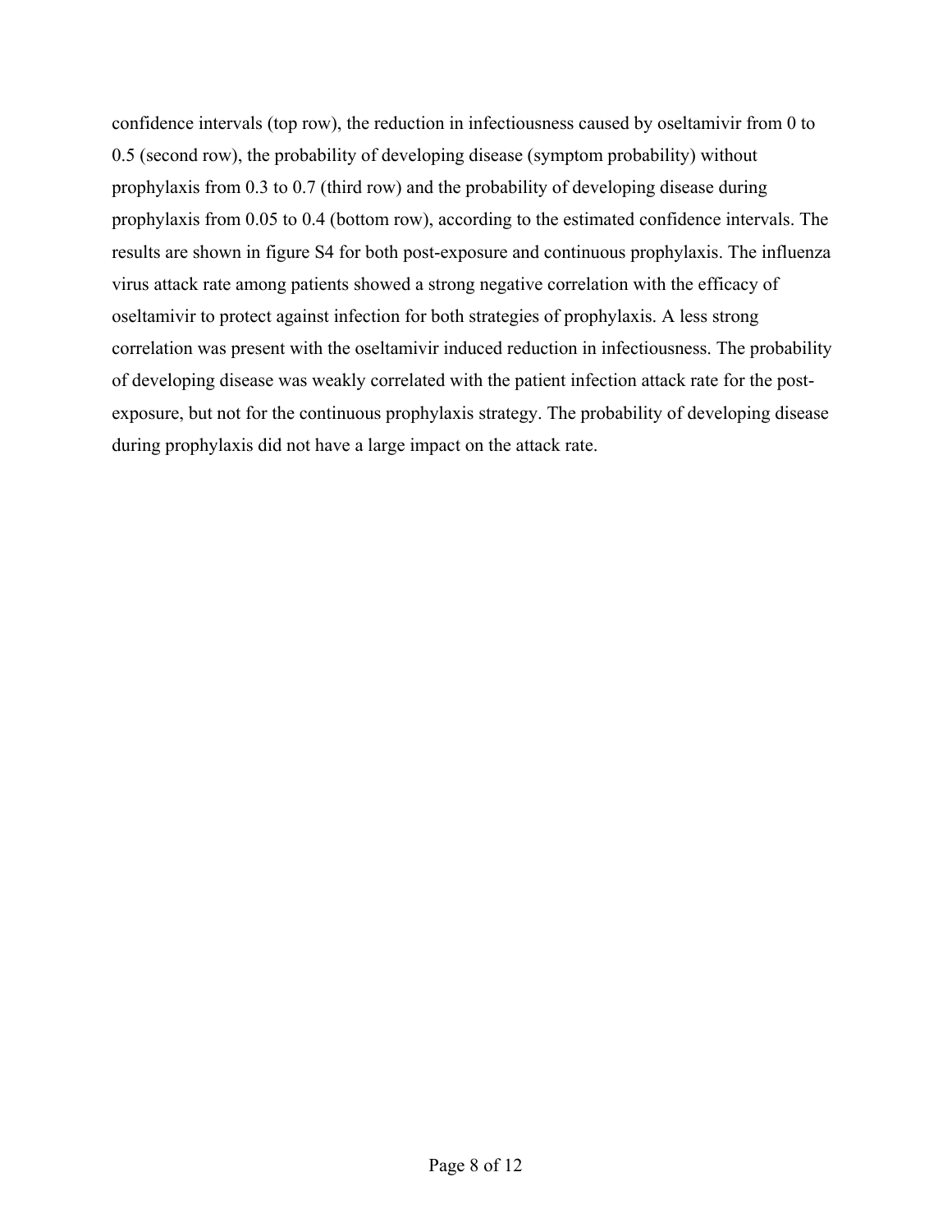confidence intervals (top row), the reduction in infectiousness caused by oseltamivir from 0 to 0.5 (second row), the probability of developing disease (symptom probability) without prophylaxis from 0.3 to 0.7 (third row) and the probability of developing disease during prophylaxis from 0.05 to 0.4 (bottom row), according to the estimated confidence intervals. The results are shown in figure S4 for both post-exposure and continuous prophylaxis. The influenza virus attack rate among patients showed a strong negative correlation with the efficacy of oseltamivir to protect against infection for both strategies of prophylaxis. A less strong correlation was present with the oseltamivir induced reduction in infectiousness. The probability of developing disease was weakly correlated with the patient infection attack rate for the post-exposure, but not for the continuous prophylaxis strategy. The probability of developing disease during prophylaxis did not have a large impact on the attack rate.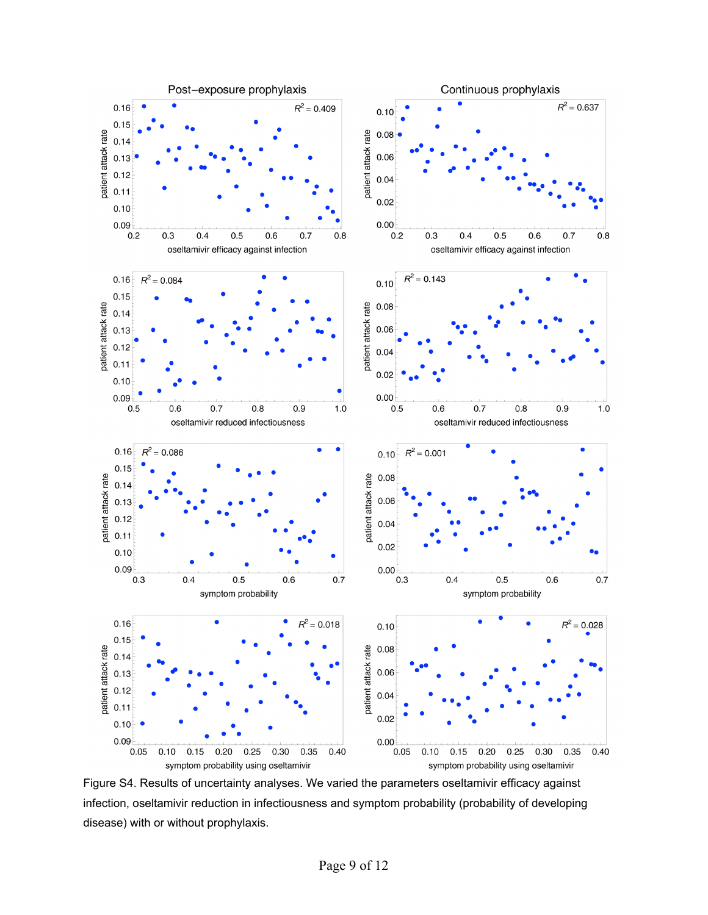Figure S4. Results of uncertainty analyses. We varied the parameters oseltamivir efficacy against infection, oseltamivir reduction in infectiousness and symptom probability (probability of developing disease) with or without prophylaxis.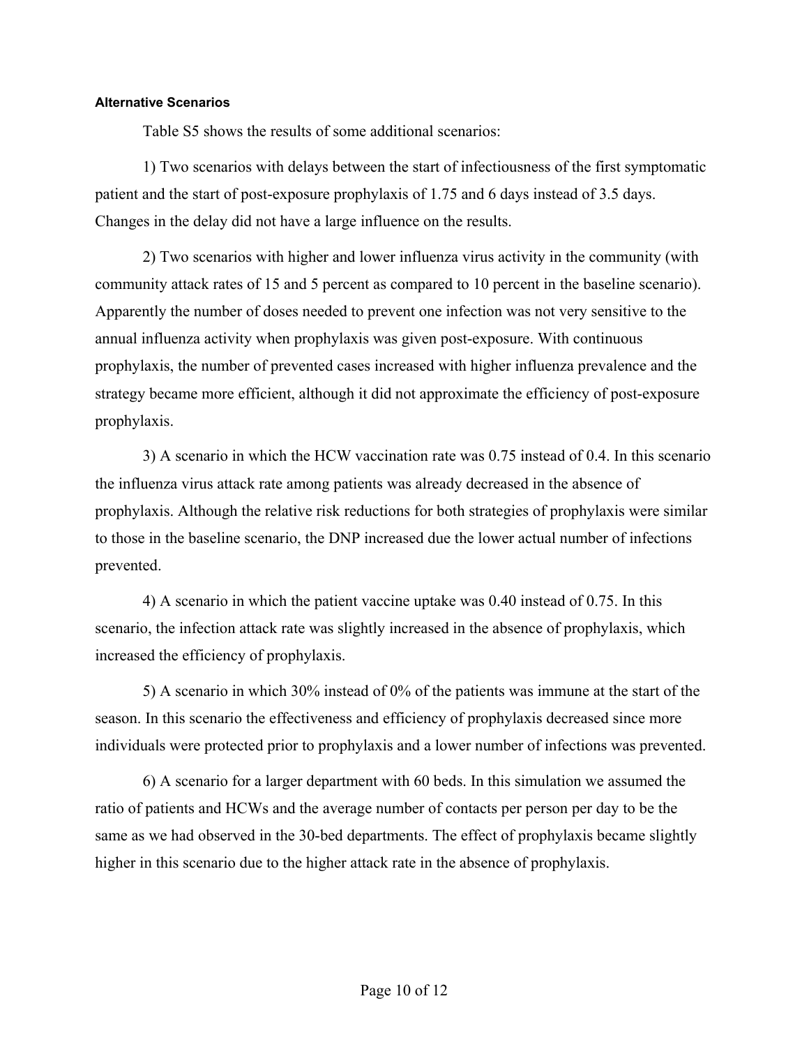#### Alternative Scenarios

Table S5 shows the results of some additional scenarios:

1) Two scenarios with delays between the start of infectiousness of the first symptomatic patient and the start of post-exposure prophylaxis of 1.75 and 6 days instead of 3.5 days. Changes in the delay did not have a large influence on the results.

2) Two scenarios with higher and lower influenza virus activity in the community (with community attack rates of 15 and 5 percent as compared to 10 percent in the baseline scenario). Apparently the number of doses needed to prevent one infection was not very sensitive to the annual influenza activity when prophylaxis was given post-exposure. With continuous prophylaxis, the number of prevented cases increased with higher influenza prevalence and the strategy became more efficient, although it did not approximate the efficiency of post-exposure prophylaxis.

3) A scenario in which the HCW vaccination rate was 0.75 instead of 0.4. In this scenario the influenza virus attack rate among patients was already decreased in the absence of prophylaxis. Although the relative risk reductions for both strategies of prophylaxis were similar to those in the baseline scenario, the DNP increased due the lower actual number of infections prevented.

4) A scenario in which the patient vaccine uptake was 0.40 instead of 0.75. In this scenario, the infection attack rate was slightly increased in the absence of prophylaxis, which increased the efficiency of prophylaxis.

5) A scenario in which 30% instead of 0% of the patients was immune at the start of the season. In this scenario the effectiveness and efficiency of prophylaxis decreased since more individuals were protected prior to prophylaxis and a lower number of infections was prevented.

6) A scenario for a larger department with 60 beds. In this simulation we assumed the ratio of patients and HCWs and the average number of contacts per person per day to be the same as we had observed in the 30-bed departments. The effect of prophylaxis became slightly higher in this scenario due to the higher attack rate in the absence of prophylaxis.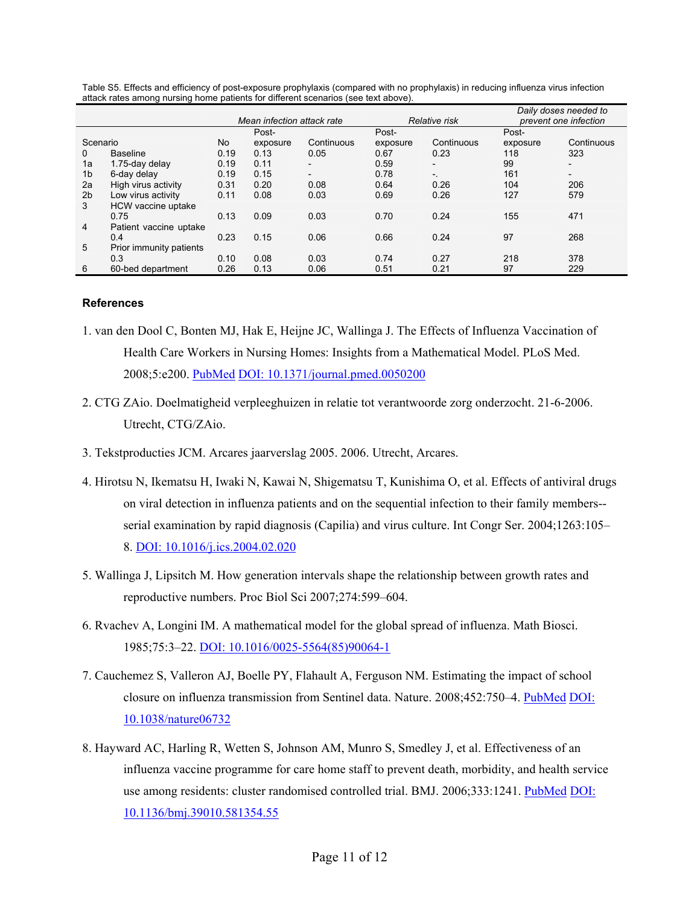Table S5. Effects and efficiency of post-exposure prophylaxis (compared with no prophylaxis) in reducing influenza virus infection attack rates among nursing home patients for different scenarios (see text above).

| | | *Mean infection attack rate* | | | *Relative risk* | | *Daily doses needed to prevent one infection* | |
|---|---|---|---|---|---|---|---|---|
| Scenario | | No | Post-exposure | Continuous | Post-exposure | Continuous | Post-exposure | Continuous |
| 0 | Baseline | 0.19 | 0.13 | 0.05 | 0.67 | 0.23 | 118 | 323 |
| 1a | 1.75-day delay | 0.19 | 0.11 | - | 0.59 | - | 99 | - |
| 1b | 6-day delay | 0.19 | 0.15 | - | 0.78 | -. | 161 | - |
| 2a | High virus activity | 0.31 | 0.20 | 0.08 | 0.64 | 0.26 | 104 | 206 |
| 2b | Low virus activity | 0.11 | 0.08 | 0.03 | 0.69 | 0.26 | 127 | 579 |
| 3 | HCW vaccine uptake 0.75 | 0.13 | 0.09 | 0.03 | 0.70 | 0.24 | 155 | 471 |
| 4 | Patient vaccine uptake 0.4 | 0.23 | 0.15 | 0.06 | 0.66 | 0.24 | 97 | 268 |
| 5 | Prior immunity patients 0.3 | 0.10 | 0.08 | 0.03 | 0.74 | 0.27 | 218 | 378 |
| 6 | 60-bed department | 0.26 | 0.13 | 0.06 | 0.51 | 0.21 | 97 | 229 |

## References

1. van den Dool C, Bonten MJ, Hak E, Heijne JC, Wallinga J. The Effects of Influenza Vaccination of Health Care Workers in Nursing Homes: Insights from a Mathematical Model. PLoS Med. 2008;5:e200. PubMed DOI: 10.1371/journal.pmed.0050200

2. CTG ZAio. Doelmatigheid verpleeghuizen in relatie tot verantwoorde zorg onderzocht. 21-6-2006. Utrecht, CTG/ZAio.

3. Tekstproducties JCM. Arcares jaarverslag 2005. 2006. Utrecht, Arcares.

4. Hirotsu N, Ikematsu H, Iwaki N, Kawai N, Shigematsu T, Kunishima O, et al. Effects of antiviral drugs on viral detection in influenza patients and on the sequential infection to their family members--serial examination by rapid diagnosis (Capilia) and virus culture. Int Congr Ser. 2004;1263:105–8. DOI: 10.1016/j.ics.2004.02.020

5. Wallinga J, Lipsitch M. How generation intervals shape the relationship between growth rates and reproductive numbers. Proc Biol Sci 2007;274:599–604.

6. Rvachev A, Longini IM. A mathematical model for the global spread of influenza. Math Biosci. 1985;75:3–22. DOI: 10.1016/0025-5564(85)90064-1

7. Cauchemez S, Valleron AJ, Boelle PY, Flahault A, Ferguson NM. Estimating the impact of school closure on influenza transmission from Sentinel data. Nature. 2008;452:750–4. PubMed DOI: 10.1038/nature06732

8. Hayward AC, Harling R, Wetten S, Johnson AM, Munro S, Smedley J, et al. Effectiveness of an influenza vaccine programme for care home staff to prevent death, morbidity, and health service use among residents: cluster randomised controlled trial. BMJ. 2006;333:1241. PubMed DOI: 10.1136/bmj.39010.581354.55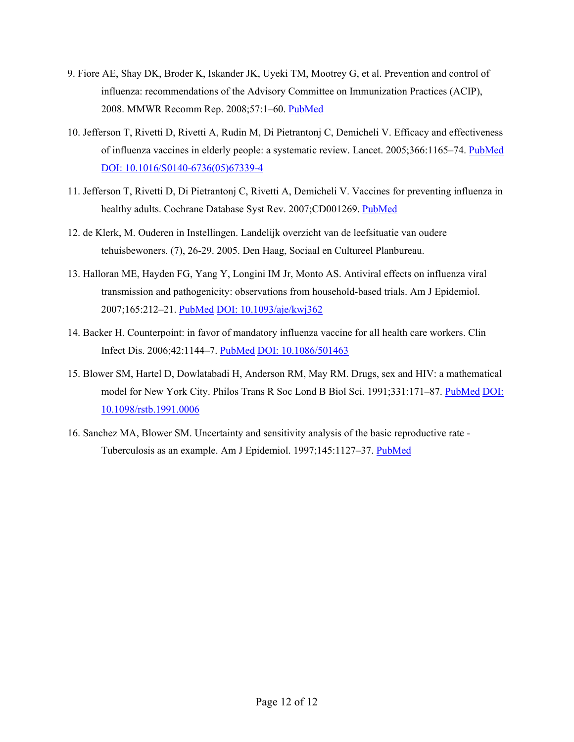9. Fiore AE, Shay DK, Broder K, Iskander JK, Uyeki TM, Mootrey G, et al. Prevention and control of influenza: recommendations of the Advisory Committee on Immunization Practices (ACIP), 2008. MMWR Recomm Rep. 2008;57:1–60. PubMed

10. Jefferson T, Rivetti D, Rivetti A, Rudin M, Di Pietrantonj C, Demicheli V. Efficacy and effectiveness of influenza vaccines in elderly people: a systematic review. Lancet. 2005;366:1165–74. PubMed DOI: 10.1016/S0140-6736(05)67339-4

11. Jefferson T, Rivetti D, Di Pietrantonj C, Rivetti A, Demicheli V. Vaccines for preventing influenza in healthy adults. Cochrane Database Syst Rev. 2007;CD001269. PubMed

12. de Klerk, M. Ouderen in Instellingen. Landelijk overzicht van de leefsituatie van oudere tehuisbewoners. (7), 26-29. 2005. Den Haag, Sociaal en Cultureel Planbureau.

13. Halloran ME, Hayden FG, Yang Y, Longini IM Jr, Monto AS. Antiviral effects on influenza viral transmission and pathogenicity: observations from household-based trials. Am J Epidemiol. 2007;165:212–21. PubMed DOI: 10.1093/aje/kwj362

14. Backer H. Counterpoint: in favor of mandatory influenza vaccine for all health care workers. Clin Infect Dis. 2006;42:1144–7. PubMed DOI: 10.1086/501463

15. Blower SM, Hartel D, Dowlatabadi H, Anderson RM, May RM. Drugs, sex and HIV: a mathematical model for New York City. Philos Trans R Soc Lond B Biol Sci. 1991;331:171–87. PubMed DOI: 10.1098/rstb.1991.0006

16. Sanchez MA, Blower SM. Uncertainty and sensitivity analysis of the basic reproductive rate - Tuberculosis as an example. Am J Epidemiol. 1997;145:1127–37. PubMed